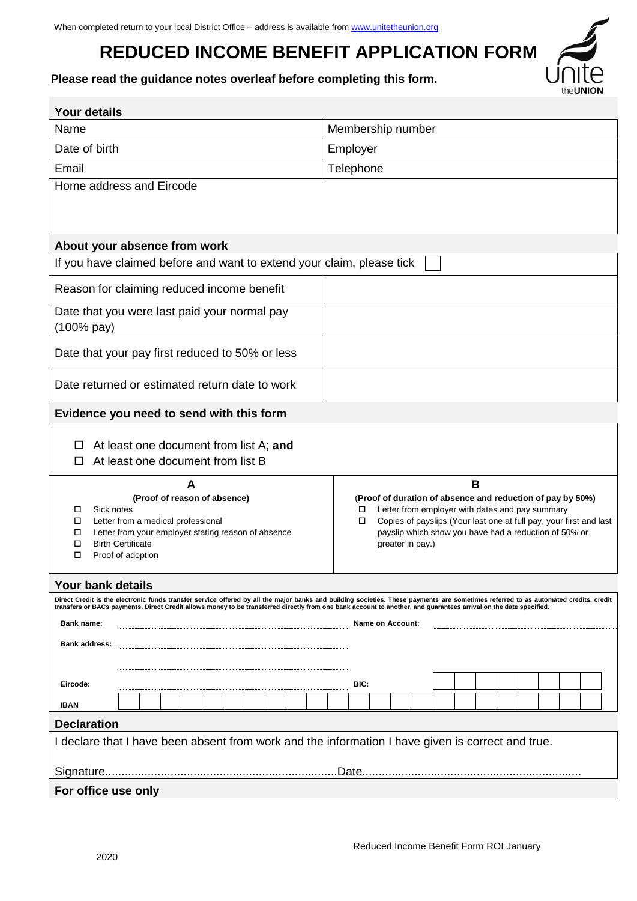When completed return to your local District Office – address is available from www.unitetheunion.org

# REDUCED INCOME BENEFIT APPLICATION FORM

**Please read the guidance notes overleaf before completing this form.**

## Your details

| Name | Membership number |
|---|---|
| Date of birth | Employer |
| Email | Telephone |
| Home address and Eircode | |

## About your absence from work

| If you have claimed before and want to extend your claim, please tick ☐ | |
|---|---|
| Reason for claiming reduced income benefit | |
| Date that you were last paid your normal pay (100% pay) | |
| Date that your pay first reduced to 50% or less | |
| Date returned or estimated return date to work | |

## Evidence you need to send with this form

- ☐ At least one document from list A; **and**
- ☐ At least one document from list B

| A | B |
|---|---|
| **(Proof of reason of absence)** | (**Proof of duration of absence and reduction of pay by 50%)** |
| ☐ Sick notes<br>☐ Letter from a medical professional<br>☐ Letter from your employer stating reason of absence<br>☐ Birth Certificate<br>☐ Proof of adoption | ☐ Letter from employer with dates and pay summary<br>☐ Copies of payslips (Your last one at full pay, your first and last payslip which show you have had a reduction of 50% or greater in pay.) |

## Your bank details

**Direct Credit is the electronic funds transfer service offered by all the major banks and building societies. These payments are sometimes referred to as automated credits, credit transfers or BACs payments. Direct Credit allows money to be transferred directly from one bank account to another, and guarantees arrival on the date specified.**

**Bank name:** ........................................ **Name on Account:** ........................................

**Bank address:** ........................................

........................................

**Eircode:** ........................................ **BIC:** ☐☐☐☐☐☐☐☐

**IBAN** ☐☐☐☐☐☐☐☐☐☐☐☐☐☐☐☐☐☐☐☐☐☐

## Declaration

I declare that I have been absent from work and the information I have given is correct and true.

Signature........................................................................Date...................................................................

## For office use only

Reduced Income Benefit Form ROI January 2020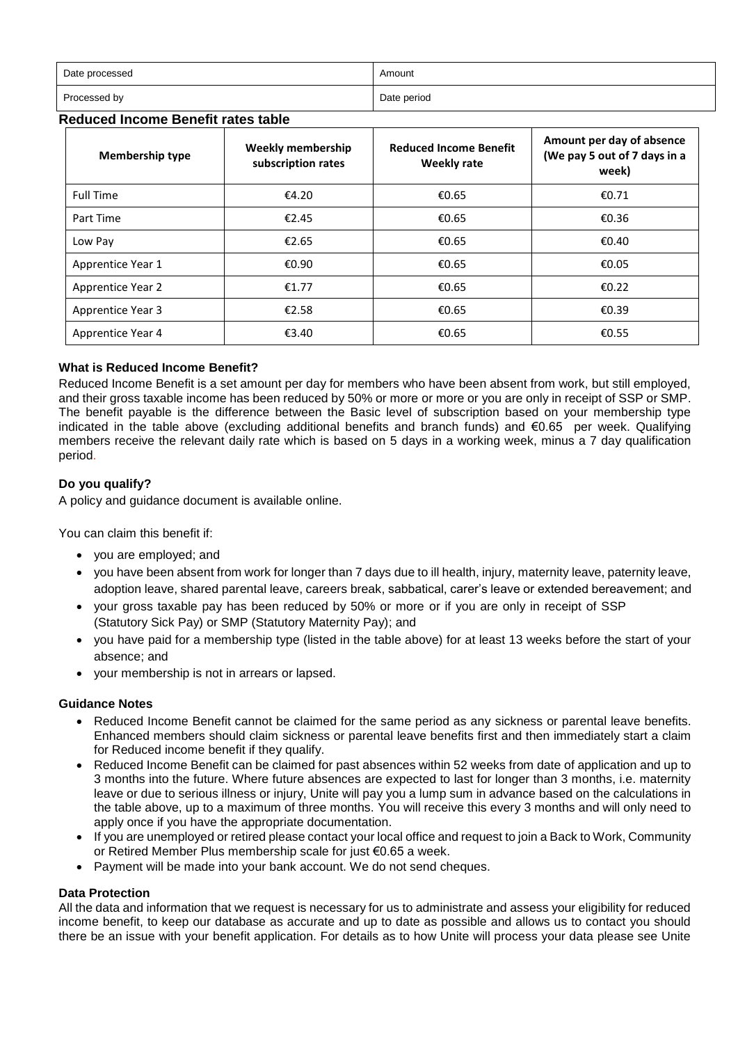| Date processed | Amount |
|---|---|
| Processed by | Date period |

**Reduced Income Benefit rates table**

| Membership type | Weekly membership subscription rates | Reduced Income Benefit Weekly rate | Amount per day of absence (We pay 5 out of 7 days in a week) |
|---|---|---|---|
| Full Time | €4.20 | €0.65 | €0.71 |
| Part Time | €2.45 | €0.65 | €0.36 |
| Low Pay | €2.65 | €0.65 | €0.40 |
| Apprentice Year 1 | €0.90 | €0.65 | €0.05 |
| Apprentice Year 2 | €1.77 | €0.65 | €0.22 |
| Apprentice Year 3 | €2.58 | €0.65 | €0.39 |
| Apprentice Year 4 | €3.40 | €0.65 | €0.55 |

**What is Reduced Income Benefit?**

Reduced Income Benefit is a set amount per day for members who have been absent from work, but still employed, and their gross taxable income has been reduced by 50% or more or more or you are only in receipt of SSP or SMP. The benefit payable is the difference between the Basic level of subscription based on your membership type indicated in the table above (excluding additional benefits and branch funds) and €0.65 per week. Qualifying members receive the relevant daily rate which is based on 5 days in a working week, minus a 7 day qualification period.

**Do you qualify?**

A policy and guidance document is available online.

You can claim this benefit if:

- you are employed; and
- you have been absent from work for longer than 7 days due to ill health, injury, maternity leave, paternity leave, adoption leave, shared parental leave, careers break, sabbatical, carer's leave or extended bereavement; and
- your gross taxable pay has been reduced by 50% or more or if you are only in receipt of SSP (Statutory Sick Pay) or SMP (Statutory Maternity Pay); and
- you have paid for a membership type (listed in the table above) for at least 13 weeks before the start of your absence; and
- your membership is not in arrears or lapsed.

**Guidance Notes**

- Reduced Income Benefit cannot be claimed for the same period as any sickness or parental leave benefits. Enhanced members should claim sickness or parental leave benefits first and then immediately start a claim for Reduced income benefit if they qualify.
- Reduced Income Benefit can be claimed for past absences within 52 weeks from date of application and up to 3 months into the future. Where future absences are expected to last for longer than 3 months, i.e. maternity leave or due to serious illness or injury, Unite will pay you a lump sum in advance based on the calculations in the table above, up to a maximum of three months. You will receive this every 3 months and will only need to apply once if you have the appropriate documentation.
- If you are unemployed or retired please contact your local office and request to join a Back to Work, Community or Retired Member Plus membership scale for just €0.65 a week.
- Payment will be made into your bank account. We do not send cheques.

**Data Protection**

All the data and information that we request is necessary for us to administrate and assess your eligibility for reduced income benefit, to keep our database as accurate and up to date as possible and allows us to contact you should there be an issue with your benefit application. For details as to how Unite will process your data please see Unite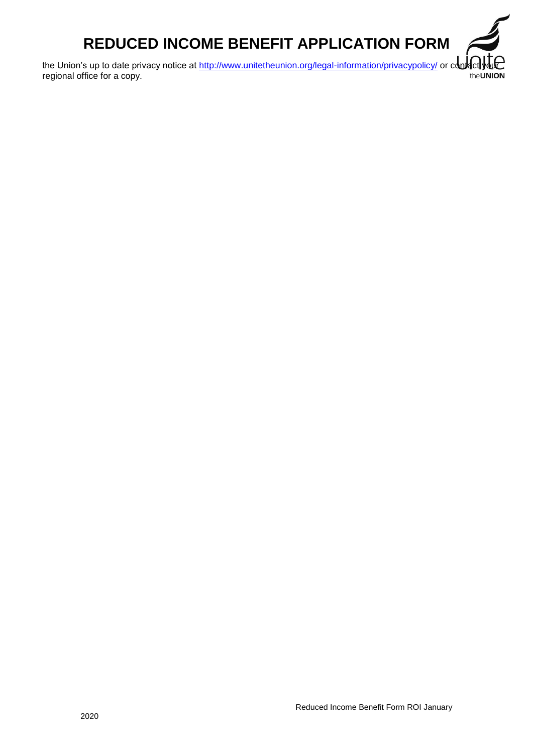# REDUCED INCOME BENEFIT APPLICATION FORM

the Union's up to date privacy notice at http://www.unitetheunion.org/legal-information/privacypolicy/ or contact your regional office for a copy.

Reduced Income Benefit Form ROI January 2020